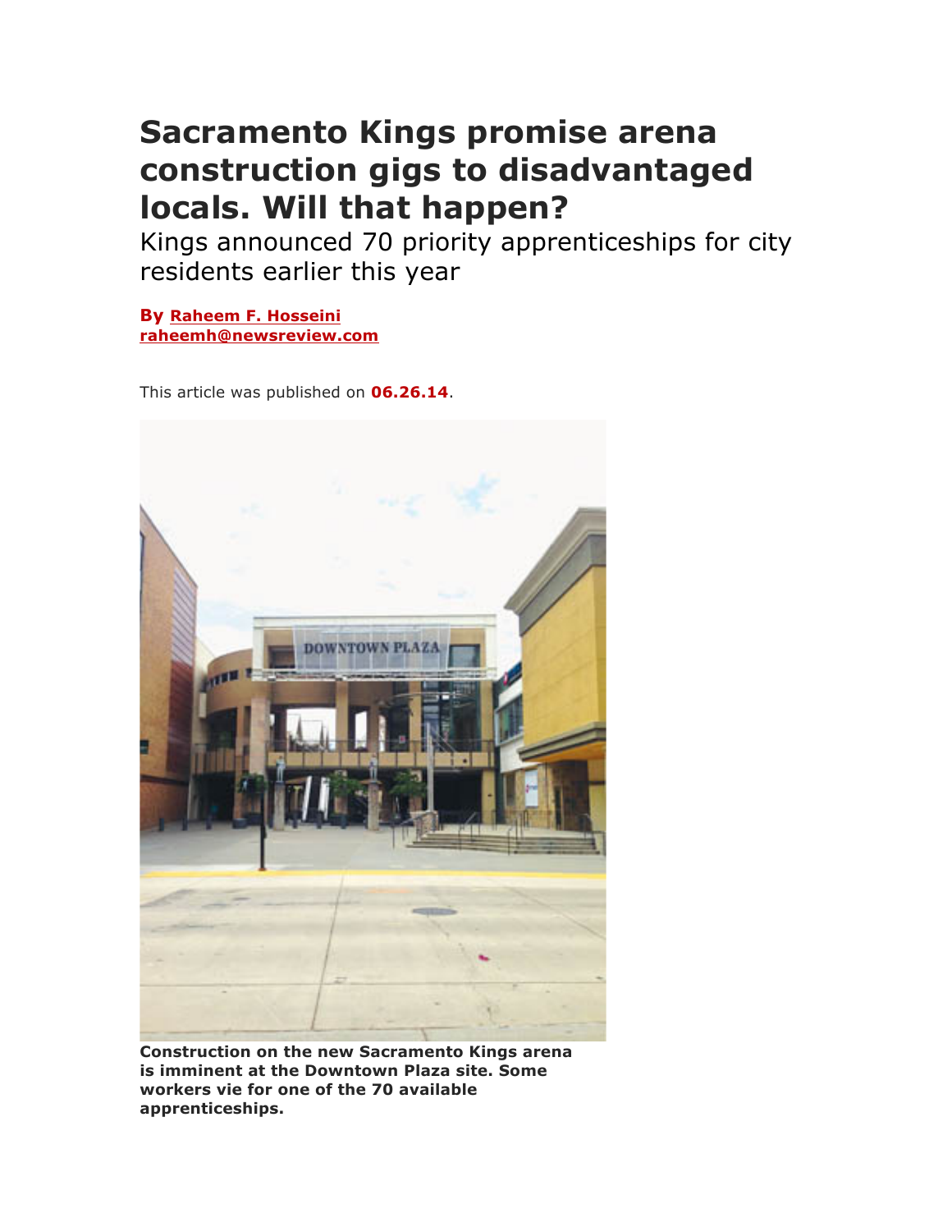# Sacramento Kings promise arena construction gigs to disadvantaged locals. Will that happen?

Kings announced 70 priority apprenticeships for city residents earlier this year

**By Raheem F. Hosseini**
**raheemh@newsreview.com**

This article was published on **06.26.14**.

**Construction on the new Sacramento Kings arena is imminent at the Downtown Plaza site. Some workers vie for one of the 70 available apprenticeships.**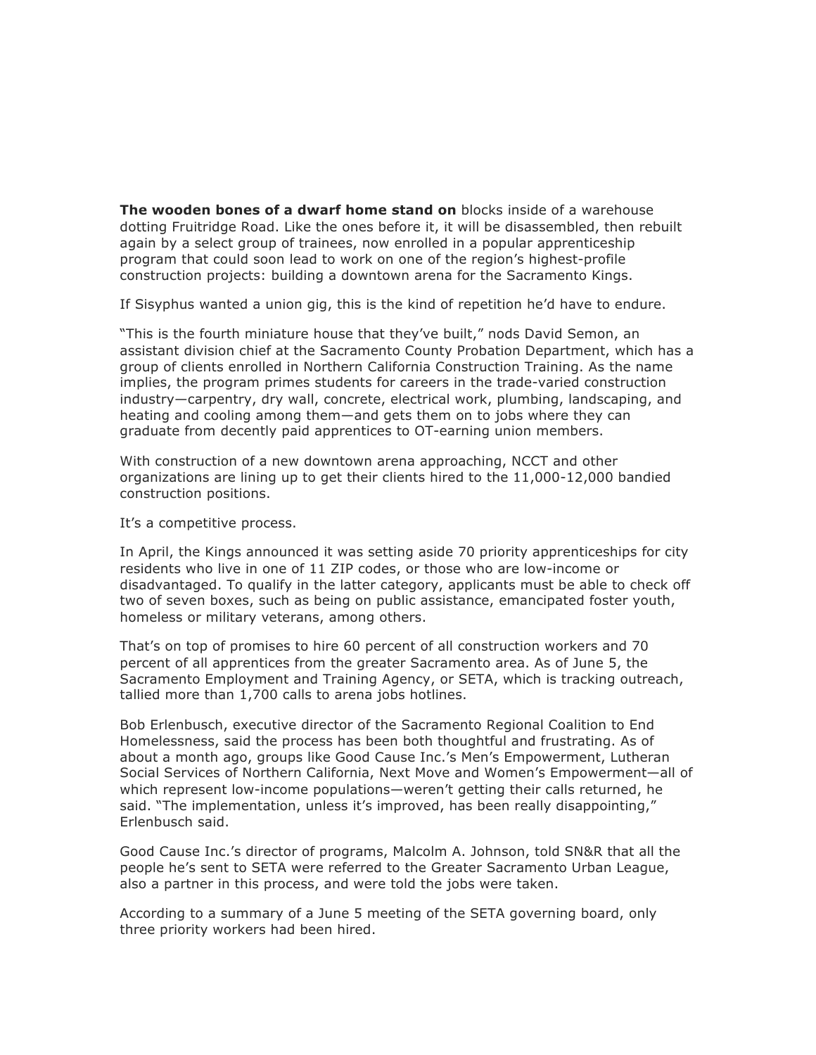**The wooden bones of a dwarf home stand on** blocks inside of a warehouse dotting Fruitridge Road. Like the ones before it, it will be disassembled, then rebuilt again by a select group of trainees, now enrolled in a popular apprenticeship program that could soon lead to work on one of the region's highest-profile construction projects: building a downtown arena for the Sacramento Kings.

If Sisyphus wanted a union gig, this is the kind of repetition he'd have to endure.

"This is the fourth miniature house that they've built," nods David Semon, an assistant division chief at the Sacramento County Probation Department, which has a group of clients enrolled in Northern California Construction Training. As the name implies, the program primes students for careers in the trade-varied construction industry—carpentry, dry wall, concrete, electrical work, plumbing, landscaping, and heating and cooling among them—and gets them on to jobs where they can graduate from decently paid apprentices to OT-earning union members.

With construction of a new downtown arena approaching, NCCT and other organizations are lining up to get their clients hired to the 11,000-12,000 bandied construction positions.

It's a competitive process.

In April, the Kings announced it was setting aside 70 priority apprenticeships for city residents who live in one of 11 ZIP codes, or those who are low-income or disadvantaged. To qualify in the latter category, applicants must be able to check off two of seven boxes, such as being on public assistance, emancipated foster youth, homeless or military veterans, among others.

That's on top of promises to hire 60 percent of all construction workers and 70 percent of all apprentices from the greater Sacramento area. As of June 5, the Sacramento Employment and Training Agency, or SETA, which is tracking outreach, tallied more than 1,700 calls to arena jobs hotlines.

Bob Erlenbusch, executive director of the Sacramento Regional Coalition to End Homelessness, said the process has been both thoughtful and frustrating. As of about a month ago, groups like Good Cause Inc.'s Men's Empowerment, Lutheran Social Services of Northern California, Next Move and Women's Empowerment—all of which represent low-income populations—weren't getting their calls returned, he said. "The implementation, unless it's improved, has been really disappointing," Erlenbusch said.

Good Cause Inc.'s director of programs, Malcolm A. Johnson, told SN&R that all the people he's sent to SETA were referred to the Greater Sacramento Urban League, also a partner in this process, and were told the jobs were taken.

According to a summary of a June 5 meeting of the SETA governing board, only three priority workers had been hired.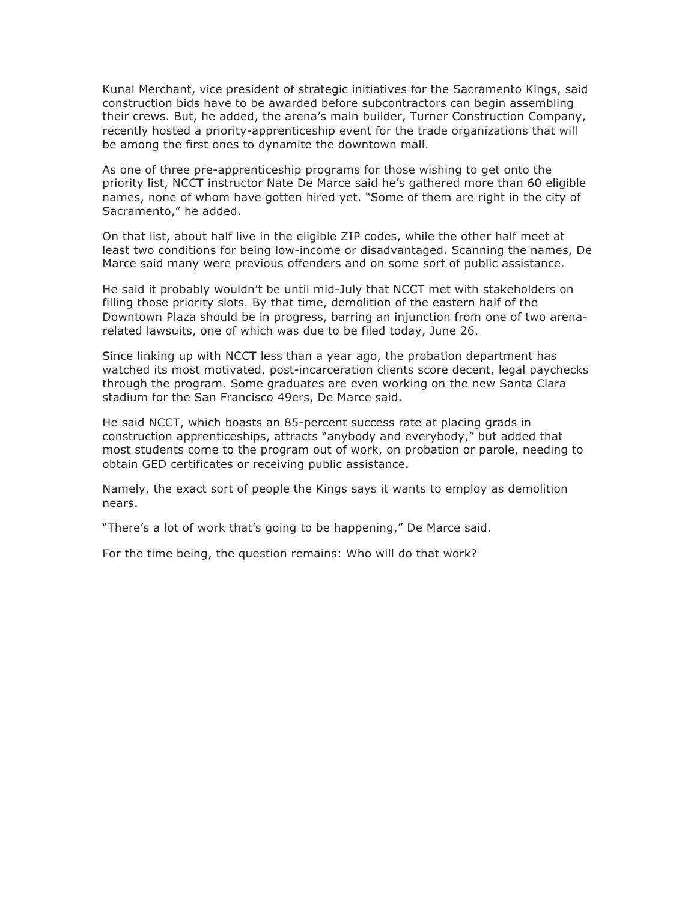Kunal Merchant, vice president of strategic initiatives for the Sacramento Kings, said construction bids have to be awarded before subcontractors can begin assembling their crews. But, he added, the arena's main builder, Turner Construction Company, recently hosted a priority-apprenticeship event for the trade organizations that will be among the first ones to dynamite the downtown mall.

As one of three pre-apprenticeship programs for those wishing to get onto the priority list, NCCT instructor Nate De Marce said he's gathered more than 60 eligible names, none of whom have gotten hired yet. "Some of them are right in the city of Sacramento," he added.

On that list, about half live in the eligible ZIP codes, while the other half meet at least two conditions for being low-income or disadvantaged. Scanning the names, De Marce said many were previous offenders and on some sort of public assistance.

He said it probably wouldn't be until mid-July that NCCT met with stakeholders on filling those priority slots. By that time, demolition of the eastern half of the Downtown Plaza should be in progress, barring an injunction from one of two arena-related lawsuits, one of which was due to be filed today, June 26.

Since linking up with NCCT less than a year ago, the probation department has watched its most motivated, post-incarceration clients score decent, legal paychecks through the program. Some graduates are even working on the new Santa Clara stadium for the San Francisco 49ers, De Marce said.

He said NCCT, which boasts an 85-percent success rate at placing grads in construction apprenticeships, attracts "anybody and everybody," but added that most students come to the program out of work, on probation or parole, needing to obtain GED certificates or receiving public assistance.

Namely, the exact sort of people the Kings says it wants to employ as demolition nears.

"There's a lot of work that's going to be happening," De Marce said.

For the time being, the question remains: Who will do that work?